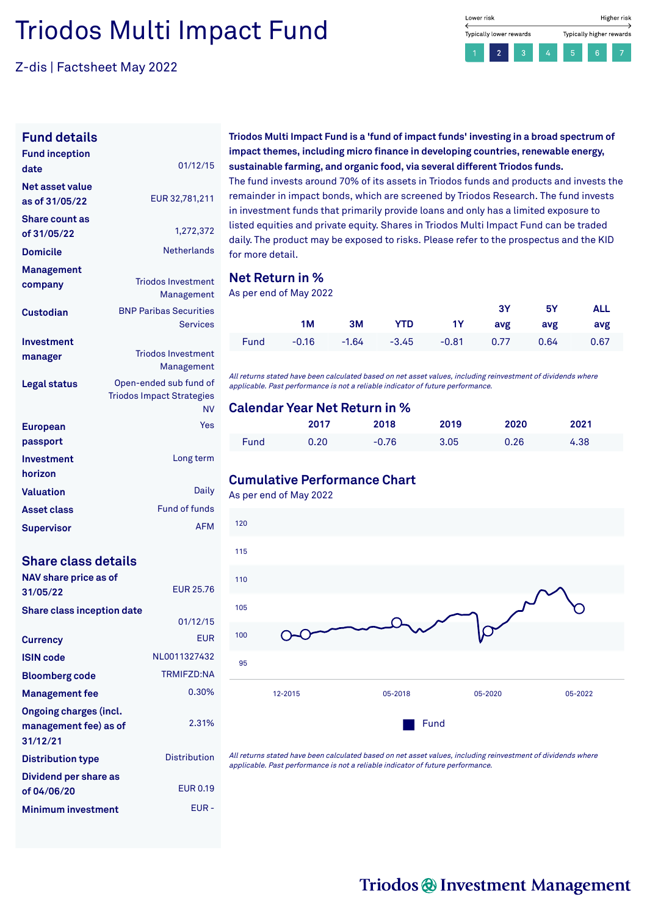# Triodos Multi Impact Fund

Z-dis | Factsheet May 2022

Lower risk — Higher risk
Typically lower rewards — Typically higher rewards

1 | **2** | 3 | 4 | 5 | 6 | 7

## Fund details

| | |
|---|---|
| **Fund inception date** | 01/12/15 |
| **Net asset value as of 31/05/22** | EUR 32,781,211 |
| **Share count as of 31/05/22** | 1,272,372 |
| **Domicile** | Netherlands |
| **Management company** | Triodos Investment Management |
| **Custodian** | BNP Paribas Securities Services |
| **Investment manager** | Triodos Investment Management |
| **Legal status** | Open-ended sub fund of Triodos Impact Strategies NV |
| **European passport** | Yes |
| **Investment horizon** | Long term |
| **Valuation** | Daily |
| **Asset class** | Fund of funds |
| **Supervisor** | AFM |

## Share class details

| | |
|---|---|
| **NAV share price as of 31/05/22** | EUR 25.76 |
| **Share class inception date** | 01/12/15 |
| **Currency** | EUR |
| **ISIN code** | NL0011327432 |
| **Bloomberg code** | TRMIFZD:NA |
| **Management fee** | 0.30% |
| **Ongoing charges (incl. management fee) as of 31/12/21** | 2.31% |
| **Distribution type** | Distribution |
| **Dividend per share as of 04/06/20** | EUR 0.19 |
| **Minimum investment** | EUR - |

**Triodos Multi Impact Fund is a 'fund of impact funds' investing in a broad spectrum of impact themes, including micro finance in developing countries, renewable energy, sustainable farming, and organic food, via several different Triodos funds.**
The fund invests around 70% of its assets in Triodos funds and products and invests the remainder in impact bonds, which are screened by Triodos Research. The fund invests in investment funds that primarily provide loans and only has a limited exposure to listed equities and private equity. Shares in Triodos Multi Impact Fund can be traded daily. The product may be exposed to risks. Please refer to the prospectus and the KID for more detail.

## Net Return in %

As per end of May 2022

| | 1M | 3M | YTD | 1Y | 3Y avg | 5Y avg | ALL avg |
|---|---|---|---|---|---|---|---|
| Fund | -0.16 | -1.64 | -3.45 | -0.81 | 0.77 | 0.64 | 0.67 |

*All returns stated have been calculated based on net asset values, including reinvestment of dividends where applicable. Past performance is not a reliable indicator of future performance.*

## Calendar Year Net Return in %

| | 2017 | 2018 | 2019 | 2020 | 2021 |
|---|---|---|---|---|---|
| Fund | 0.20 | -0.76 | 3.05 | 0.26 | 4.38 |

## Cumulative Performance Chart

As per end of May 2022

*All returns stated have been calculated based on net asset values, including reinvestment of dividends where applicable. Past performance is not a reliable indicator of future performance.*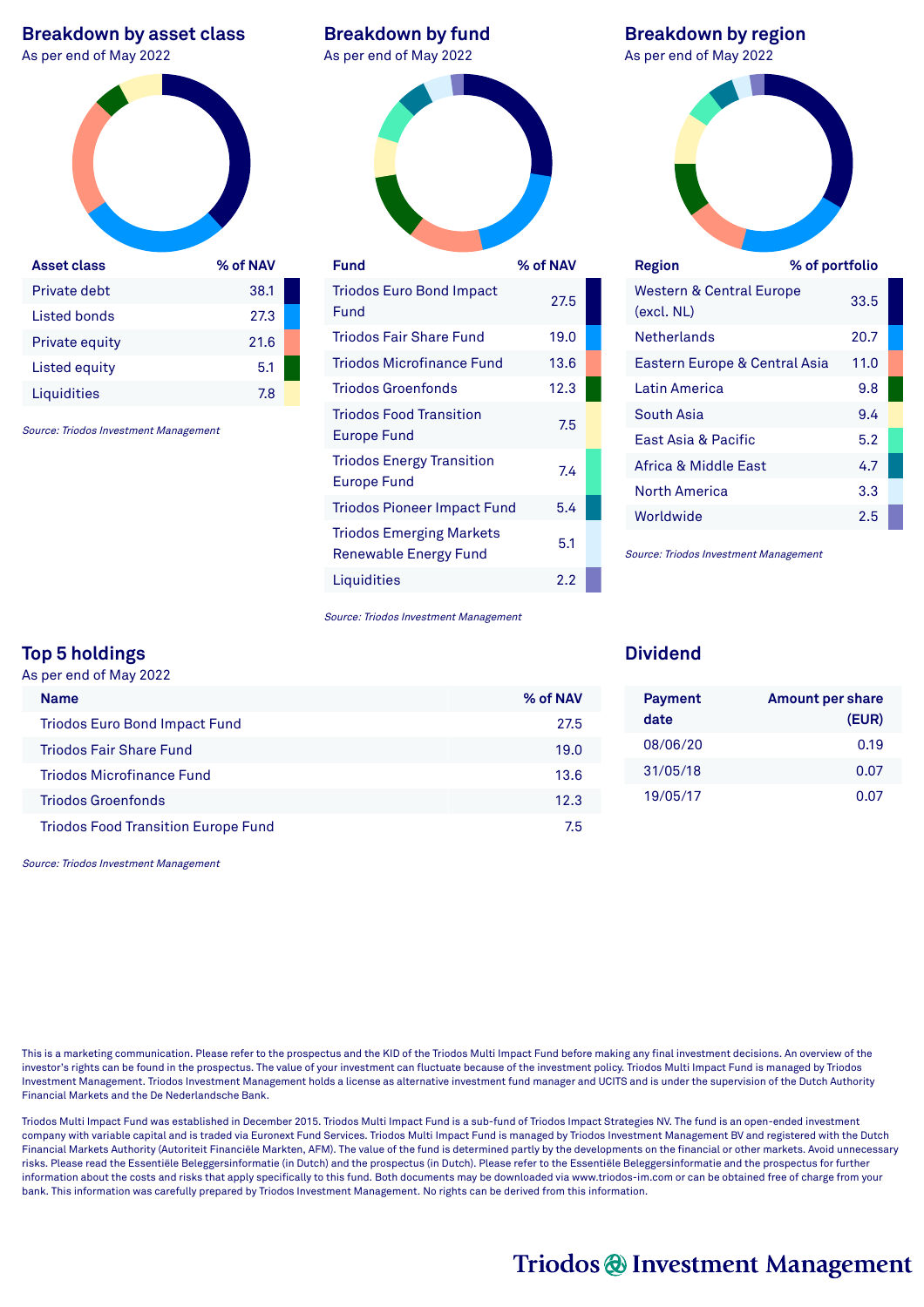## Breakdown by asset class

As per end of May 2022

| Asset class | % of NAV |
|---|---|
| Private debt | 38.1 |
| Listed bonds | 27.3 |
| Private equity | 21.6 |
| Listed equity | 5.1 |
| Liquidities | 7.8 |

*Source: Triodos Investment Management*

## Breakdown by fund

As per end of May 2022

| Fund | % of NAV |
|---|---|
| Triodos Euro Bond Impact Fund | 27.5 |
| Triodos Fair Share Fund | 19.0 |
| Triodos Microfinance Fund | 13.6 |
| Triodos Groenfonds | 12.3 |
| Triodos Food Transition Europe Fund | 7.5 |
| Triodos Energy Transition Europe Fund | 7.4 |
| Triodos Pioneer Impact Fund | 5.4 |
| Triodos Emerging Markets Renewable Energy Fund | 5.1 |
| Liquidities | 2.2 |

*Source: Triodos Investment Management*

## Breakdown by region

As per end of May 2022

| Region | % of portfolio |
|---|---|
| Western & Central Europe (excl. NL) | 33.5 |
| Netherlands | 20.7 |
| Eastern Europe & Central Asia | 11.0 |
| Latin America | 9.8 |
| South Asia | 9.4 |
| East Asia & Pacific | 5.2 |
| Africa & Middle East | 4.7 |
| North America | 3.3 |
| Worldwide | 2.5 |

*Source: Triodos Investment Management*

## Top 5 holdings

As per end of May 2022

| Name | % of NAV |
|---|---|
| Triodos Euro Bond Impact Fund | 27.5 |
| Triodos Fair Share Fund | 19.0 |
| Triodos Microfinance Fund | 13.6 |
| Triodos Groenfonds | 12.3 |
| Triodos Food Transition Europe Fund | 7.5 |

*Source: Triodos Investment Management*

## Dividend

| Payment date | Amount per share (EUR) |
|---|---|
| 08/06/20 | 0.19 |
| 31/05/18 | 0.07 |
| 19/05/17 | 0.07 |

This is a marketing communication. Please refer to the prospectus and the KID of the Triodos Multi Impact Fund before making any final investment decisions. An overview of the investor's rights can be found in the prospectus. The value of your investment can fluctuate because of the investment policy. Triodos Multi Impact Fund is managed by Triodos Investment Management. Triodos Investment Management holds a license as alternative investment fund manager and UCITS and is under the supervision of the Dutch Authority Financial Markets and the De Nederlandsche Bank.

Triodos Multi Impact Fund was established in December 2015. Triodos Multi Impact Fund is a sub-fund of Triodos Impact Strategies NV. The fund is an open-ended investment company with variable capital and is traded via Euronext Fund Services. Triodos Multi Impact Fund is managed by Triodos Investment Management BV and registered with the Dutch Financial Markets Authority (Autoriteit Financiële Markten, AFM). The value of the fund is determined partly by the developments on the financial or other markets. Avoid unnecessary risks. Please read the Essentiële Beleggersinformatie (in Dutch) and the prospectus (in Dutch). Please refer to the Essentiële Beleggersinformatie and the prospectus for further information about the costs and risks that apply specifically to this fund. Both documents may be downloaded via www.triodos-im.com or can be obtained free of charge from your bank. This information was carefully prepared by Triodos Investment Management. No rights can be derived from this information.

Triodos Investment Management